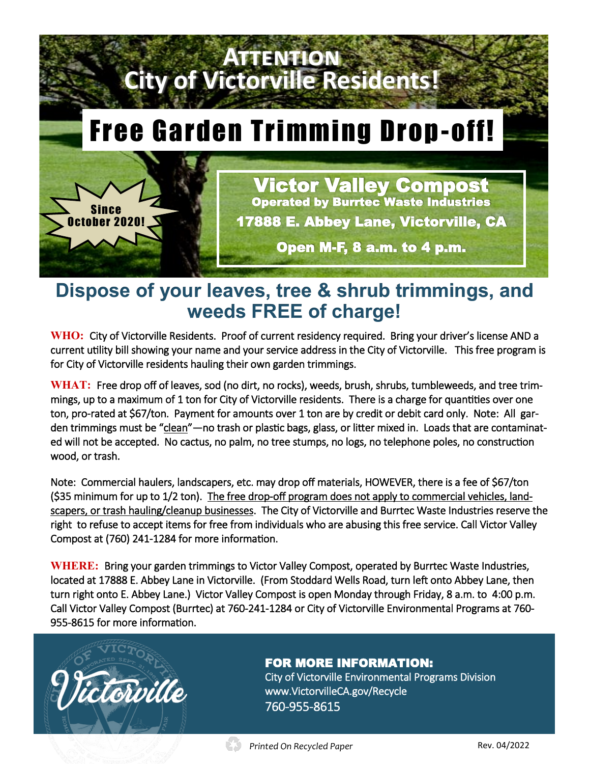# Attention City of Victorville Residents!

# Free Garden Trimming Drop-off!

**Since October 2020!**

## Victor Valley Compost

**Operated by Burrtec Waste Industries**

**17888 E. Abbey Lane, Victorville, CA**

**Open M-F, 8 a.m. to 4 p.m.**

## Dispose of your leaves, tree & shrub trimmings, and weeds FREE of charge!

**WHO:** City of Victorville Residents. Proof of current residency required. Bring your driver's license AND a current utility bill showing your name and your service address in the City of Victorville. This free program is for City of Victorville residents hauling their own garden trimmings.

**WHAT:** Free drop off of leaves, sod (no dirt, no rocks), weeds, brush, shrubs, tumbleweeds, and tree trimmings, up to a maximum of 1 ton for City of Victorville residents. There is a charge for quantities over one ton, pro-rated at $67/ton. Payment for amounts over 1 ton are by credit or debit card only. Note: All garden trimmings must be "clean"—no trash or plastic bags, glass, or litter mixed in. Loads that are contaminated will not be accepted. No cactus, no palm, no tree stumps, no logs, no telephone poles, no construction wood, or trash.

Note: Commercial haulers, landscapers, etc. may drop off materials, HOWEVER, there is a fee of $67/ton ($35 minimum for up to 1/2 ton). The free drop-off program does not apply to commercial vehicles, landscapers, or trash hauling/cleanup businesses. The City of Victorville and Burrtec Waste Industries reserve the right to refuse to accept items for free from individuals who are abusing this free service. Call Victor Valley Compost at (760) 241-1284 for more information.

**WHERE:** Bring your garden trimmings to Victor Valley Compost, operated by Burrtec Waste Industries, located at 17888 E. Abbey Lane in Victorville. (From Stoddard Wells Road, turn left onto Abbey Lane, then turn right onto E. Abbey Lane.) Victor Valley Compost is open Monday through Friday, 8 a.m. to 4:00 p.m. Call Victor Valley Compost (Burrtec) at 760-241-1284 or City of Victorville Environmental Programs at 760-955-8615 for more information.

**FOR MORE INFORMATION:**

City of Victorville Environmental Programs Division
www.VictorvilleCA.gov/Recycle
760-955-8615

*Printed On Recycled Paper*

Rev. 04/2022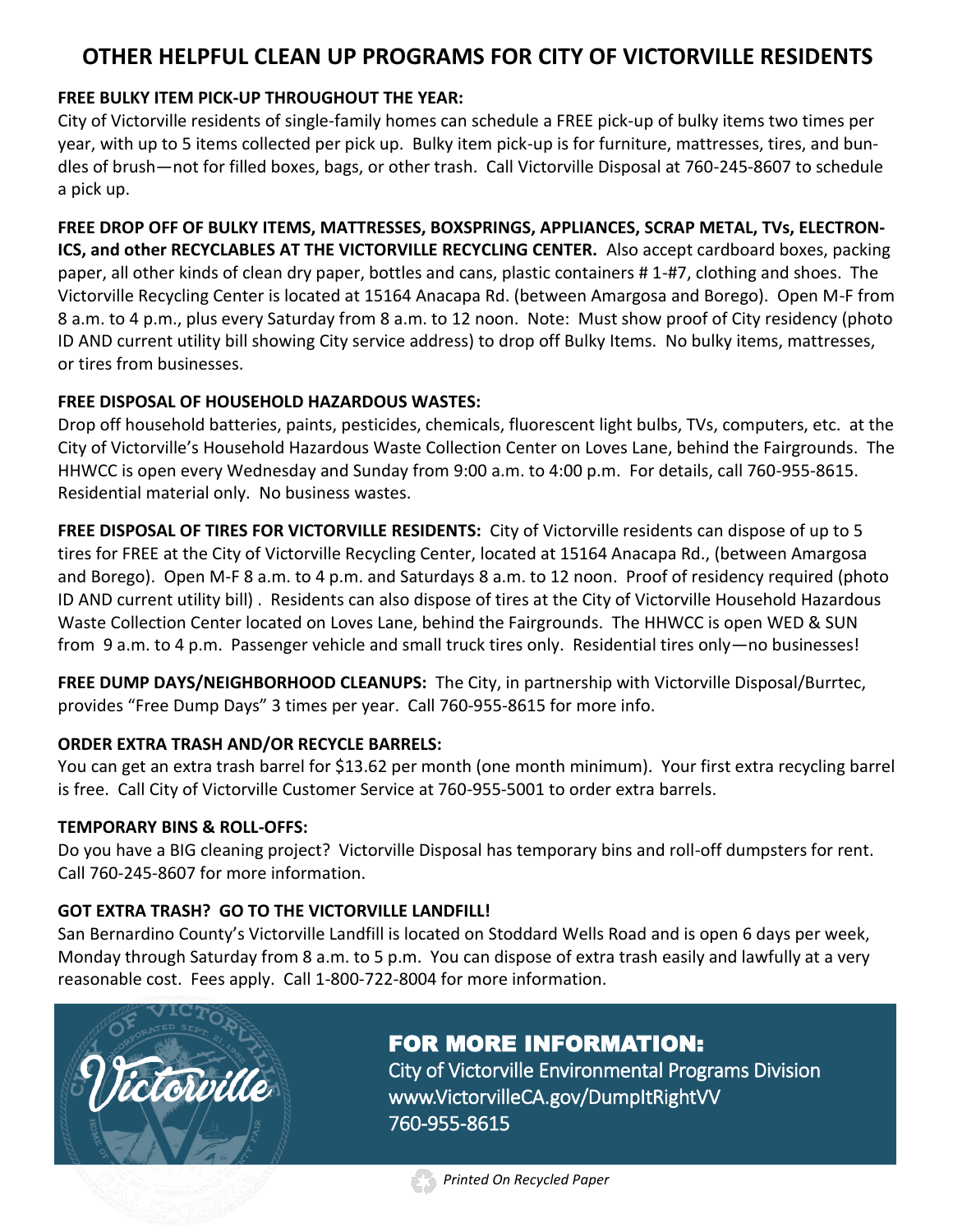# OTHER HELPFUL CLEAN UP PROGRAMS FOR CITY OF VICTORVILLE RESIDENTS

**FREE BULKY ITEM PICK-UP THROUGHOUT THE YEAR:**
City of Victorville residents of single-family homes can schedule a FREE pick-up of bulky items two times per year, with up to 5 items collected per pick up. Bulky item pick-up is for furniture, mattresses, tires, and bundles of brush—not for filled boxes, bags, or other trash. Call Victorville Disposal at 760-245-8607 to schedule a pick up.

**FREE DROP OFF OF BULKY ITEMS, MATTRESSES, BOXSPRINGS, APPLIANCES, SCRAP METAL, TVs, ELECTRONICS, and other RECYCLABLES AT THE VICTORVILLE RECYCLING CENTER.** Also accept cardboard boxes, packing paper, all other kinds of clean dry paper, bottles and cans, plastic containers # 1-#7, clothing and shoes. The Victorville Recycling Center is located at 15164 Anacapa Rd. (between Amargosa and Borego). Open M-F from 8 a.m. to 4 p.m., plus every Saturday from 8 a.m. to 12 noon. Note: Must show proof of City residency (photo ID AND current utility bill showing City service address) to drop off Bulky Items. No bulky items, mattresses, or tires from businesses.

**FREE DISPOSAL OF HOUSEHOLD HAZARDOUS WASTES:**
Drop off household batteries, paints, pesticides, chemicals, fluorescent light bulbs, TVs, computers, etc. at the City of Victorville's Household Hazardous Waste Collection Center on Loves Lane, behind the Fairgrounds. The HHWCC is open every Wednesday and Sunday from 9:00 a.m. to 4:00 p.m. For details, call 760-955-8615. Residential material only. No business wastes.

**FREE DISPOSAL OF TIRES FOR VICTORVILLE RESIDENTS:** City of Victorville residents can dispose of up to 5 tires for FREE at the City of Victorville Recycling Center, located at 15164 Anacapa Rd., (between Amargosa and Borego). Open M-F 8 a.m. to 4 p.m. and Saturdays 8 a.m. to 12 noon. Proof of residency required (photo ID AND current utility bill) . Residents can also dispose of tires at the City of Victorville Household Hazardous Waste Collection Center located on Loves Lane, behind the Fairgrounds. The HHWCC is open WED & SUN from 9 a.m. to 4 p.m. Passenger vehicle and small truck tires only. Residential tires only—no businesses!

**FREE DUMP DAYS/NEIGHBORHOOD CLEANUPS:** The City, in partnership with Victorville Disposal/Burrtec, provides "Free Dump Days" 3 times per year. Call 760-955-8615 for more info.

**ORDER EXTRA TRASH AND/OR RECYCLE BARRELS:**
You can get an extra trash barrel for $13.62 per month (one month minimum). Your first extra recycling barrel is free. Call City of Victorville Customer Service at 760-955-5001 to order extra barrels.

**TEMPORARY BINS & ROLL-OFFS:**
Do you have a BIG cleaning project? Victorville Disposal has temporary bins and roll-off dumpsters for rent. Call 760-245-8607 for more information.

**GOT EXTRA TRASH? GO TO THE VICTORVILLE LANDFILL!**
San Bernardino County's Victorville Landfill is located on Stoddard Wells Road and is open 6 days per week, Monday through Saturday from 8 a.m. to 5 p.m. You can dispose of extra trash easily and lawfully at a very reasonable cost. Fees apply. Call 1-800-722-8004 for more information.

## FOR MORE INFORMATION:

City of Victorville Environmental Programs Division
www.VictorvilleCA.gov/DumpItRightVV
760-955-8615

*Printed On Recycled Paper*